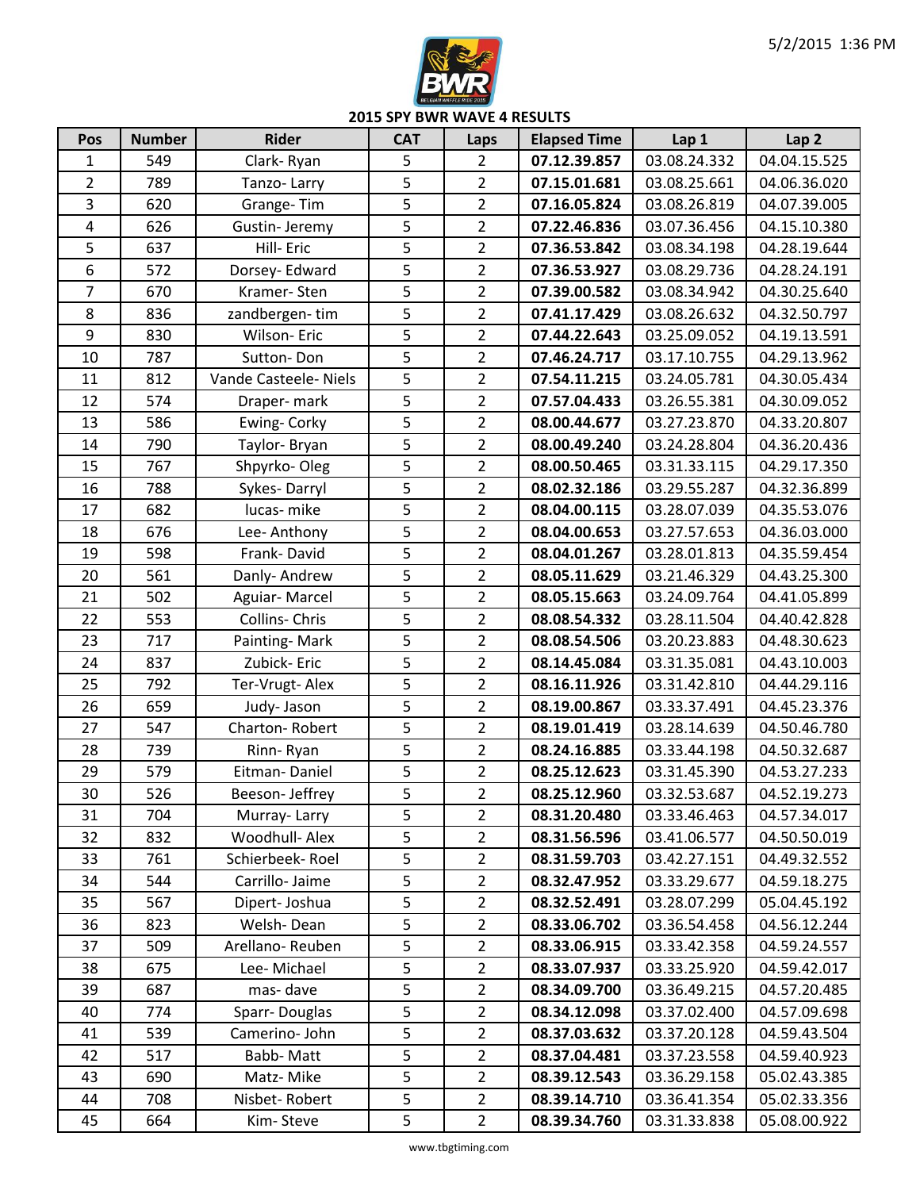## 2015 SPY BWR WAVE 4 RESULTS

| Pos | Number | Rider | CAT | Laps | Elapsed Time | Lap 1 | Lap 2 |
|---|---|---|---|---|---|---|---|
| 1 | 549 | Clark- Ryan | 5 | 2 | **07.12.39.857** | 03.08.24.332 | 04.04.15.525 |
| 2 | 789 | Tanzo- Larry | 5 | 2 | **07.15.01.681** | 03.08.25.661 | 04.06.36.020 |
| 3 | 620 | Grange- Tim | 5 | 2 | **07.16.05.824** | 03.08.26.819 | 04.07.39.005 |
| 4 | 626 | Gustin- Jeremy | 5 | 2 | **07.22.46.836** | 03.07.36.456 | 04.15.10.380 |
| 5 | 637 | Hill- Eric | 5 | 2 | **07.36.53.842** | 03.08.34.198 | 04.28.19.644 |
| 6 | 572 | Dorsey- Edward | 5 | 2 | **07.36.53.927** | 03.08.29.736 | 04.28.24.191 |
| 7 | 670 | Kramer- Sten | 5 | 2 | **07.39.00.582** | 03.08.34.942 | 04.30.25.640 |
| 8 | 836 | zandbergen- tim | 5 | 2 | **07.41.17.429** | 03.08.26.632 | 04.32.50.797 |
| 9 | 830 | Wilson- Eric | 5 | 2 | **07.44.22.643** | 03.25.09.052 | 04.19.13.591 |
| 10 | 787 | Sutton- Don | 5 | 2 | **07.46.24.717** | 03.17.10.755 | 04.29.13.962 |
| 11 | 812 | Vande Casteele- Niels | 5 | 2 | **07.54.11.215** | 03.24.05.781 | 04.30.05.434 |
| 12 | 574 | Draper- mark | 5 | 2 | **07.57.04.433** | 03.26.55.381 | 04.30.09.052 |
| 13 | 586 | Ewing- Corky | 5 | 2 | **08.00.44.677** | 03.27.23.870 | 04.33.20.807 |
| 14 | 790 | Taylor- Bryan | 5 | 2 | **08.00.49.240** | 03.24.28.804 | 04.36.20.436 |
| 15 | 767 | Shpyrko- Oleg | 5 | 2 | **08.00.50.465** | 03.31.33.115 | 04.29.17.350 |
| 16 | 788 | Sykes- Darryl | 5 | 2 | **08.02.32.186** | 03.29.55.287 | 04.32.36.899 |
| 17 | 682 | lucas- mike | 5 | 2 | **08.04.00.115** | 03.28.07.039 | 04.35.53.076 |
| 18 | 676 | Lee- Anthony | 5 | 2 | **08.04.00.653** | 03.27.57.653 | 04.36.03.000 |
| 19 | 598 | Frank- David | 5 | 2 | **08.04.01.267** | 03.28.01.813 | 04.35.59.454 |
| 20 | 561 | Danly- Andrew | 5 | 2 | **08.05.11.629** | 03.21.46.329 | 04.43.25.300 |
| 21 | 502 | Aguiar- Marcel | 5 | 2 | **08.05.15.663** | 03.24.09.764 | 04.41.05.899 |
| 22 | 553 | Collins- Chris | 5 | 2 | **08.08.54.332** | 03.28.11.504 | 04.40.42.828 |
| 23 | 717 | Painting- Mark | 5 | 2 | **08.08.54.506** | 03.20.23.883 | 04.48.30.623 |
| 24 | 837 | Zubick- Eric | 5 | 2 | **08.14.45.084** | 03.31.35.081 | 04.43.10.003 |
| 25 | 792 | Ter-Vrugt- Alex | 5 | 2 | **08.16.11.926** | 03.31.42.810 | 04.44.29.116 |
| 26 | 659 | Judy- Jason | 5 | 2 | **08.19.00.867** | 03.33.37.491 | 04.45.23.376 |
| 27 | 547 | Charton- Robert | 5 | 2 | **08.19.01.419** | 03.28.14.639 | 04.50.46.780 |
| 28 | 739 | Rinn- Ryan | 5 | 2 | **08.24.16.885** | 03.33.44.198 | 04.50.32.687 |
| 29 | 579 | Eitman- Daniel | 5 | 2 | **08.25.12.623** | 03.31.45.390 | 04.53.27.233 |
| 30 | 526 | Beeson- Jeffrey | 5 | 2 | **08.25.12.960** | 03.32.53.687 | 04.52.19.273 |
| 31 | 704 | Murray- Larry | 5 | 2 | **08.31.20.480** | 03.33.46.463 | 04.57.34.017 |
| 32 | 832 | Woodhull- Alex | 5 | 2 | **08.31.56.596** | 03.41.06.577 | 04.50.50.019 |
| 33 | 761 | Schierbeek- Roel | 5 | 2 | **08.31.59.703** | 03.42.27.151 | 04.49.32.552 |
| 34 | 544 | Carrillo- Jaime | 5 | 2 | **08.32.47.952** | 03.33.29.677 | 04.59.18.275 |
| 35 | 567 | Dipert- Joshua | 5 | 2 | **08.32.52.491** | 03.28.07.299 | 05.04.45.192 |
| 36 | 823 | Welsh- Dean | 5 | 2 | **08.33.06.702** | 03.36.54.458 | 04.56.12.244 |
| 37 | 509 | Arellano- Reuben | 5 | 2 | **08.33.06.915** | 03.33.42.358 | 04.59.24.557 |
| 38 | 675 | Lee- Michael | 5 | 2 | **08.33.07.937** | 03.33.25.920 | 04.59.42.017 |
| 39 | 687 | mas- dave | 5 | 2 | **08.34.09.700** | 03.36.49.215 | 04.57.20.485 |
| 40 | 774 | Sparr- Douglas | 5 | 2 | **08.34.12.098** | 03.37.02.400 | 04.57.09.698 |
| 41 | 539 | Camerino- John | 5 | 2 | **08.37.03.632** | 03.37.20.128 | 04.59.43.504 |
| 42 | 517 | Babb- Matt | 5 | 2 | **08.37.04.481** | 03.37.23.558 | 04.59.40.923 |
| 43 | 690 | Matz- Mike | 5 | 2 | **08.39.12.543** | 03.36.29.158 | 05.02.43.385 |
| 44 | 708 | Nisbet- Robert | 5 | 2 | **08.39.14.710** | 03.36.41.354 | 05.02.33.356 |
| 45 | 664 | Kim- Steve | 5 | 2 | **08.39.34.760** | 03.31.33.838 | 05.08.00.922 |

www.tbgtiming.com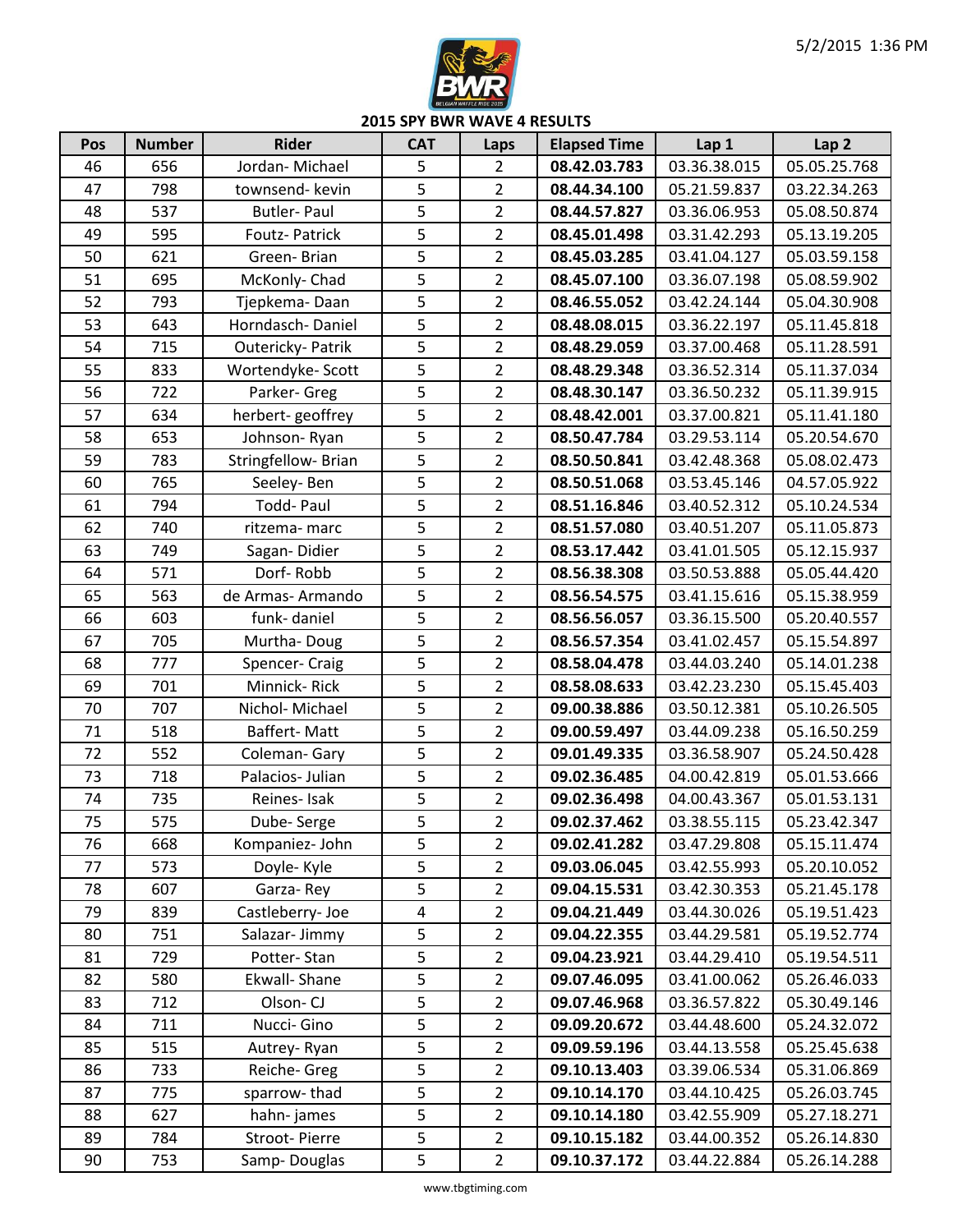## 2015 SPY BWR WAVE 4 RESULTS

| Pos | Number | Rider | CAT | Laps | Elapsed Time | Lap 1 | Lap 2 |
|---|---|---|---|---|---|---|---|
| 46 | 656 | Jordan- Michael | 5 | 2 | **08.42.03.783** | 03.36.38.015 | 05.05.25.768 |
| 47 | 798 | townsend- kevin | 5 | 2 | **08.44.34.100** | 05.21.59.837 | 03.22.34.263 |
| 48 | 537 | Butler- Paul | 5 | 2 | **08.44.57.827** | 03.36.06.953 | 05.08.50.874 |
| 49 | 595 | Foutz- Patrick | 5 | 2 | **08.45.01.498** | 03.31.42.293 | 05.13.19.205 |
| 50 | 621 | Green- Brian | 5 | 2 | **08.45.03.285** | 03.41.04.127 | 05.03.59.158 |
| 51 | 695 | McKonly- Chad | 5 | 2 | **08.45.07.100** | 03.36.07.198 | 05.08.59.902 |
| 52 | 793 | Tjepkema- Daan | 5 | 2 | **08.46.55.052** | 03.42.24.144 | 05.04.30.908 |
| 53 | 643 | Horndasch- Daniel | 5 | 2 | **08.48.08.015** | 03.36.22.197 | 05.11.45.818 |
| 54 | 715 | Outericky- Patrik | 5 | 2 | **08.48.29.059** | 03.37.00.468 | 05.11.28.591 |
| 55 | 833 | Wortendyke- Scott | 5 | 2 | **08.48.29.348** | 03.36.52.314 | 05.11.37.034 |
| 56 | 722 | Parker- Greg | 5 | 2 | **08.48.30.147** | 03.36.50.232 | 05.11.39.915 |
| 57 | 634 | herbert- geoffrey | 5 | 2 | **08.48.42.001** | 03.37.00.821 | 05.11.41.180 |
| 58 | 653 | Johnson- Ryan | 5 | 2 | **08.50.47.784** | 03.29.53.114 | 05.20.54.670 |
| 59 | 783 | Stringfellow- Brian | 5 | 2 | **08.50.50.841** | 03.42.48.368 | 05.08.02.473 |
| 60 | 765 | Seeley- Ben | 5 | 2 | **08.50.51.068** | 03.53.45.146 | 04.57.05.922 |
| 61 | 794 | Todd- Paul | 5 | 2 | **08.51.16.846** | 03.40.52.312 | 05.10.24.534 |
| 62 | 740 | ritzema- marc | 5 | 2 | **08.51.57.080** | 03.40.51.207 | 05.11.05.873 |
| 63 | 749 | Sagan- Didier | 5 | 2 | **08.53.17.442** | 03.41.01.505 | 05.12.15.937 |
| 64 | 571 | Dorf- Robb | 5 | 2 | **08.56.38.308** | 03.50.53.888 | 05.05.44.420 |
| 65 | 563 | de Armas- Armando | 5 | 2 | **08.56.54.575** | 03.41.15.616 | 05.15.38.959 |
| 66 | 603 | funk- daniel | 5 | 2 | **08.56.56.057** | 03.36.15.500 | 05.20.40.557 |
| 67 | 705 | Murtha- Doug | 5 | 2 | **08.56.57.354** | 03.41.02.457 | 05.15.54.897 |
| 68 | 777 | Spencer- Craig | 5 | 2 | **08.58.04.478** | 03.44.03.240 | 05.14.01.238 |
| 69 | 701 | Minnick- Rick | 5 | 2 | **08.58.08.633** | 03.42.23.230 | 05.15.45.403 |
| 70 | 707 | Nichol- Michael | 5 | 2 | **09.00.38.886** | 03.50.12.381 | 05.10.26.505 |
| 71 | 518 | Baffert- Matt | 5 | 2 | **09.00.59.497** | 03.44.09.238 | 05.16.50.259 |
| 72 | 552 | Coleman- Gary | 5 | 2 | **09.01.49.335** | 03.36.58.907 | 05.24.50.428 |
| 73 | 718 | Palacios- Julian | 5 | 2 | **09.02.36.485** | 04.00.42.819 | 05.01.53.666 |
| 74 | 735 | Reines- Isak | 5 | 2 | **09.02.36.498** | 04.00.43.367 | 05.01.53.131 |
| 75 | 575 | Dube- Serge | 5 | 2 | **09.02.37.462** | 03.38.55.115 | 05.23.42.347 |
| 76 | 668 | Kompaniez- John | 5 | 2 | **09.02.41.282** | 03.47.29.808 | 05.15.11.474 |
| 77 | 573 | Doyle- Kyle | 5 | 2 | **09.03.06.045** | 03.42.55.993 | 05.20.10.052 |
| 78 | 607 | Garza- Rey | 5 | 2 | **09.04.15.531** | 03.42.30.353 | 05.21.45.178 |
| 79 | 839 | Castleberry- Joe | 4 | 2 | **09.04.21.449** | 03.44.30.026 | 05.19.51.423 |
| 80 | 751 | Salazar- Jimmy | 5 | 2 | **09.04.22.355** | 03.44.29.581 | 05.19.52.774 |
| 81 | 729 | Potter- Stan | 5 | 2 | **09.04.23.921** | 03.44.29.410 | 05.19.54.511 |
| 82 | 580 | Ekwall- Shane | 5 | 2 | **09.07.46.095** | 03.41.00.062 | 05.26.46.033 |
| 83 | 712 | Olson- CJ | 5 | 2 | **09.07.46.968** | 03.36.57.822 | 05.30.49.146 |
| 84 | 711 | Nucci- Gino | 5 | 2 | **09.09.20.672** | 03.44.48.600 | 05.24.32.072 |
| 85 | 515 | Autrey- Ryan | 5 | 2 | **09.09.59.196** | 03.44.13.558 | 05.25.45.638 |
| 86 | 733 | Reiche- Greg | 5 | 2 | **09.10.13.403** | 03.39.06.534 | 05.31.06.869 |
| 87 | 775 | sparrow- thad | 5 | 2 | **09.10.14.170** | 03.44.10.425 | 05.26.03.745 |
| 88 | 627 | hahn- james | 5 | 2 | **09.10.14.180** | 03.42.55.909 | 05.27.18.271 |
| 89 | 784 | Stroot- Pierre | 5 | 2 | **09.10.15.182** | 03.44.00.352 | 05.26.14.830 |
| 90 | 753 | Samp- Douglas | 5 | 2 | **09.10.37.172** | 03.44.22.884 | 05.26.14.288 |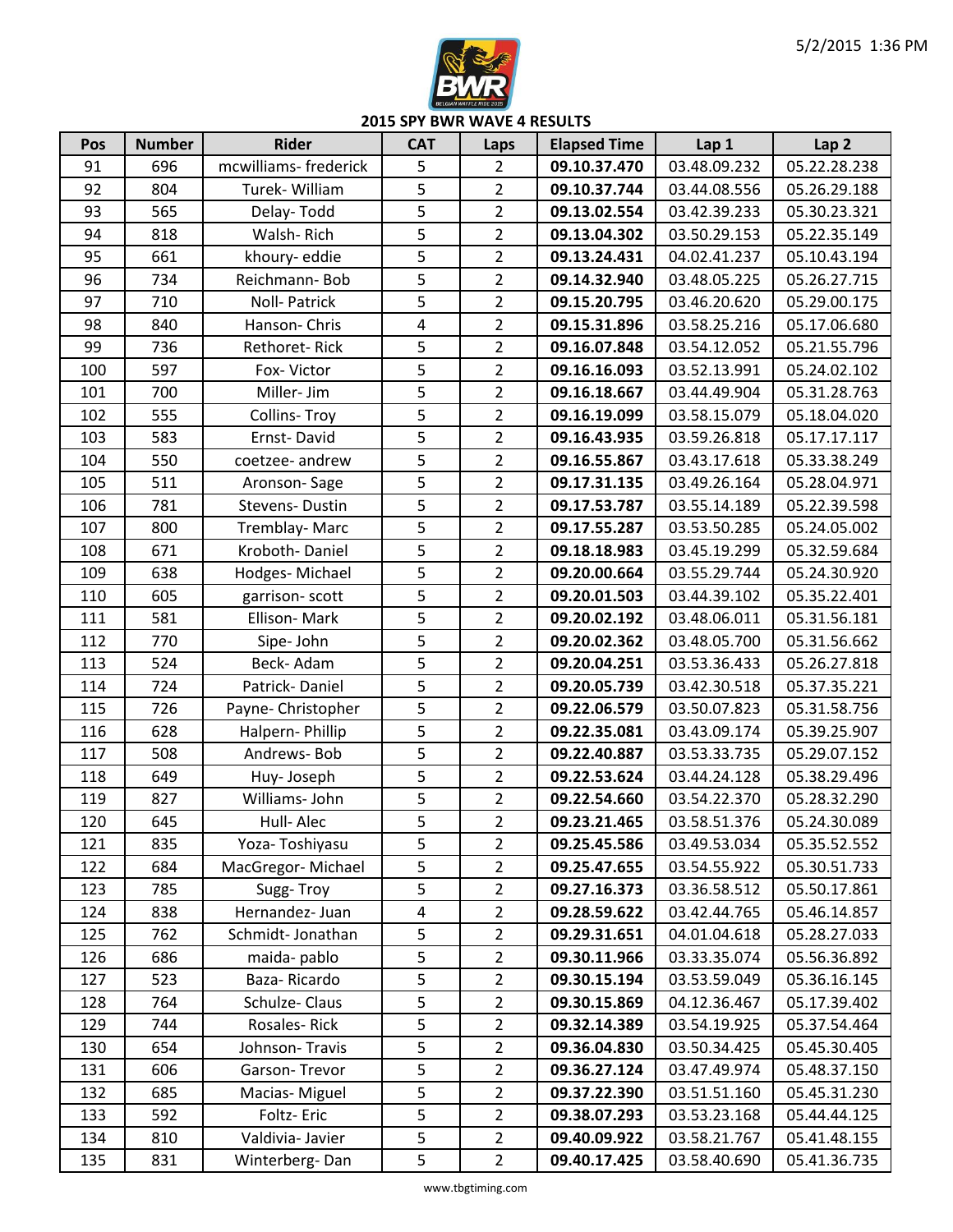## 2015 SPY BWR WAVE 4 RESULTS

| Pos | Number | Rider | CAT | Laps | Elapsed Time | Lap 1 | Lap 2 |
|---|---|---|---|---|---|---|---|
| 91 | 696 | mcwilliams- frederick | 5 | 2 | **09.10.37.470** | 03.48.09.232 | 05.22.28.238 |
| 92 | 804 | Turek- William | 5 | 2 | **09.10.37.744** | 03.44.08.556 | 05.26.29.188 |
| 93 | 565 | Delay- Todd | 5 | 2 | **09.13.02.554** | 03.42.39.233 | 05.30.23.321 |
| 94 | 818 | Walsh- Rich | 5 | 2 | **09.13.04.302** | 03.50.29.153 | 05.22.35.149 |
| 95 | 661 | khoury- eddie | 5 | 2 | **09.13.24.431** | 04.02.41.237 | 05.10.43.194 |
| 96 | 734 | Reichmann- Bob | 5 | 2 | **09.14.32.940** | 03.48.05.225 | 05.26.27.715 |
| 97 | 710 | Noll- Patrick | 5 | 2 | **09.15.20.795** | 03.46.20.620 | 05.29.00.175 |
| 98 | 840 | Hanson- Chris | 4 | 2 | **09.15.31.896** | 03.58.25.216 | 05.17.06.680 |
| 99 | 736 | Rethoret- Rick | 5 | 2 | **09.16.07.848** | 03.54.12.052 | 05.21.55.796 |
| 100 | 597 | Fox- Victor | 5 | 2 | **09.16.16.093** | 03.52.13.991 | 05.24.02.102 |
| 101 | 700 | Miller- Jim | 5 | 2 | **09.16.18.667** | 03.44.49.904 | 05.31.28.763 |
| 102 | 555 | Collins- Troy | 5 | 2 | **09.16.19.099** | 03.58.15.079 | 05.18.04.020 |
| 103 | 583 | Ernst- David | 5 | 2 | **09.16.43.935** | 03.59.26.818 | 05.17.17.117 |
| 104 | 550 | coetzee- andrew | 5 | 2 | **09.16.55.867** | 03.43.17.618 | 05.33.38.249 |
| 105 | 511 | Aronson- Sage | 5 | 2 | **09.17.31.135** | 03.49.26.164 | 05.28.04.971 |
| 106 | 781 | Stevens- Dustin | 5 | 2 | **09.17.53.787** | 03.55.14.189 | 05.22.39.598 |
| 107 | 800 | Tremblay- Marc | 5 | 2 | **09.17.55.287** | 03.53.50.285 | 05.24.05.002 |
| 108 | 671 | Kroboth- Daniel | 5 | 2 | **09.18.18.983** | 03.45.19.299 | 05.32.59.684 |
| 109 | 638 | Hodges- Michael | 5 | 2 | **09.20.00.664** | 03.55.29.744 | 05.24.30.920 |
| 110 | 605 | garrison- scott | 5 | 2 | **09.20.01.503** | 03.44.39.102 | 05.35.22.401 |
| 111 | 581 | Ellison- Mark | 5 | 2 | **09.20.02.192** | 03.48.06.011 | 05.31.56.181 |
| 112 | 770 | Sipe- John | 5 | 2 | **09.20.02.362** | 03.48.05.700 | 05.31.56.662 |
| 113 | 524 | Beck- Adam | 5 | 2 | **09.20.04.251** | 03.53.36.433 | 05.26.27.818 |
| 114 | 724 | Patrick- Daniel | 5 | 2 | **09.20.05.739** | 03.42.30.518 | 05.37.35.221 |
| 115 | 726 | Payne- Christopher | 5 | 2 | **09.22.06.579** | 03.50.07.823 | 05.31.58.756 |
| 116 | 628 | Halpern- Phillip | 5 | 2 | **09.22.35.081** | 03.43.09.174 | 05.39.25.907 |
| 117 | 508 | Andrews- Bob | 5 | 2 | **09.22.40.887** | 03.53.33.735 | 05.29.07.152 |
| 118 | 649 | Huy- Joseph | 5 | 2 | **09.22.53.624** | 03.44.24.128 | 05.38.29.496 |
| 119 | 827 | Williams- John | 5 | 2 | **09.22.54.660** | 03.54.22.370 | 05.28.32.290 |
| 120 | 645 | Hull- Alec | 5 | 2 | **09.23.21.465** | 03.58.51.376 | 05.24.30.089 |
| 121 | 835 | Yoza- Toshiyasu | 5 | 2 | **09.25.45.586** | 03.49.53.034 | 05.35.52.552 |
| 122 | 684 | MacGregor- Michael | 5 | 2 | **09.25.47.655** | 03.54.55.922 | 05.30.51.733 |
| 123 | 785 | Sugg- Troy | 5 | 2 | **09.27.16.373** | 03.36.58.512 | 05.50.17.861 |
| 124 | 838 | Hernandez- Juan | 4 | 2 | **09.28.59.622** | 03.42.44.765 | 05.46.14.857 |
| 125 | 762 | Schmidt- Jonathan | 5 | 2 | **09.29.31.651** | 04.01.04.618 | 05.28.27.033 |
| 126 | 686 | maida- pablo | 5 | 2 | **09.30.11.966** | 03.33.35.074 | 05.56.36.892 |
| 127 | 523 | Baza- Ricardo | 5 | 2 | **09.30.15.194** | 03.53.59.049 | 05.36.16.145 |
| 128 | 764 | Schulze- Claus | 5 | 2 | **09.30.15.869** | 04.12.36.467 | 05.17.39.402 |
| 129 | 744 | Rosales- Rick | 5 | 2 | **09.32.14.389** | 03.54.19.925 | 05.37.54.464 |
| 130 | 654 | Johnson- Travis | 5 | 2 | **09.36.04.830** | 03.50.34.425 | 05.45.30.405 |
| 131 | 606 | Garson- Trevor | 5 | 2 | **09.36.27.124** | 03.47.49.974 | 05.48.37.150 |
| 132 | 685 | Macias- Miguel | 5 | 2 | **09.37.22.390** | 03.51.51.160 | 05.45.31.230 |
| 133 | 592 | Foltz- Eric | 5 | 2 | **09.38.07.293** | 03.53.23.168 | 05.44.44.125 |
| 134 | 810 | Valdivia- Javier | 5 | 2 | **09.40.09.922** | 03.58.21.767 | 05.41.48.155 |
| 135 | 831 | Winterberg- Dan | 5 | 2 | **09.40.17.425** | 03.58.40.690 | 05.41.36.735 |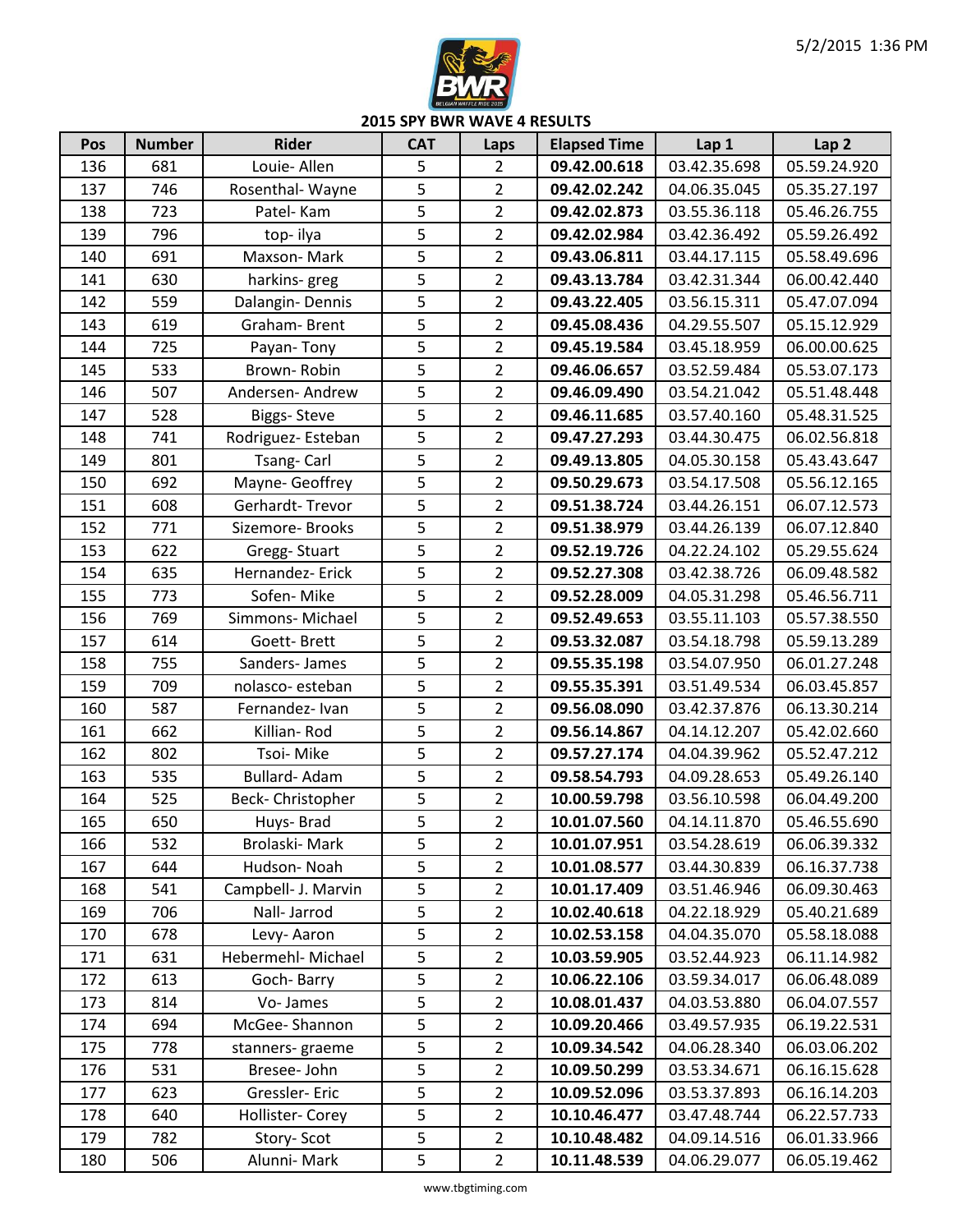## 2015 SPY BWR WAVE 4 RESULTS

| Pos | Number | Rider | CAT | Laps | Elapsed Time | Lap 1 | Lap 2 |
|---|---|---|---|---|---|---|---|
| 136 | 681 | Louie- Allen | 5 | 2 | **09.42.00.618** | 03.42.35.698 | 05.59.24.920 |
| 137 | 746 | Rosenthal- Wayne | 5 | 2 | **09.42.02.242** | 04.06.35.045 | 05.35.27.197 |
| 138 | 723 | Patel- Kam | 5 | 2 | **09.42.02.873** | 03.55.36.118 | 05.46.26.755 |
| 139 | 796 | top- ilya | 5 | 2 | **09.42.02.984** | 03.42.36.492 | 05.59.26.492 |
| 140 | 691 | Maxson- Mark | 5 | 2 | **09.43.06.811** | 03.44.17.115 | 05.58.49.696 |
| 141 | 630 | harkins- greg | 5 | 2 | **09.43.13.784** | 03.42.31.344 | 06.00.42.440 |
| 142 | 559 | Dalangin- Dennis | 5 | 2 | **09.43.22.405** | 03.56.15.311 | 05.47.07.094 |
| 143 | 619 | Graham- Brent | 5 | 2 | **09.45.08.436** | 04.29.55.507 | 05.15.12.929 |
| 144 | 725 | Payan- Tony | 5 | 2 | **09.45.19.584** | 03.45.18.959 | 06.00.00.625 |
| 145 | 533 | Brown- Robin | 5 | 2 | **09.46.06.657** | 03.52.59.484 | 05.53.07.173 |
| 146 | 507 | Andersen- Andrew | 5 | 2 | **09.46.09.490** | 03.54.21.042 | 05.51.48.448 |
| 147 | 528 | Biggs- Steve | 5 | 2 | **09.46.11.685** | 03.57.40.160 | 05.48.31.525 |
| 148 | 741 | Rodriguez- Esteban | 5 | 2 | **09.47.27.293** | 03.44.30.475 | 06.02.56.818 |
| 149 | 801 | Tsang- Carl | 5 | 2 | **09.49.13.805** | 04.05.30.158 | 05.43.43.647 |
| 150 | 692 | Mayne- Geoffrey | 5 | 2 | **09.50.29.673** | 03.54.17.508 | 05.56.12.165 |
| 151 | 608 | Gerhardt- Trevor | 5 | 2 | **09.51.38.724** | 03.44.26.151 | 06.07.12.573 |
| 152 | 771 | Sizemore- Brooks | 5 | 2 | **09.51.38.979** | 03.44.26.139 | 06.07.12.840 |
| 153 | 622 | Gregg- Stuart | 5 | 2 | **09.52.19.726** | 04.22.24.102 | 05.29.55.624 |
| 154 | 635 | Hernandez- Erick | 5 | 2 | **09.52.27.308** | 03.42.38.726 | 06.09.48.582 |
| 155 | 773 | Sofen- Mike | 5 | 2 | **09.52.28.009** | 04.05.31.298 | 05.46.56.711 |
| 156 | 769 | Simmons- Michael | 5 | 2 | **09.52.49.653** | 03.55.11.103 | 05.57.38.550 |
| 157 | 614 | Goett- Brett | 5 | 2 | **09.53.32.087** | 03.54.18.798 | 05.59.13.289 |
| 158 | 755 | Sanders- James | 5 | 2 | **09.55.35.198** | 03.54.07.950 | 06.01.27.248 |
| 159 | 709 | nolasco- esteban | 5 | 2 | **09.55.35.391** | 03.51.49.534 | 06.03.45.857 |
| 160 | 587 | Fernandez- Ivan | 5 | 2 | **09.56.08.090** | 03.42.37.876 | 06.13.30.214 |
| 161 | 662 | Killian- Rod | 5 | 2 | **09.56.14.867** | 04.14.12.207 | 05.42.02.660 |
| 162 | 802 | Tsoi- Mike | 5 | 2 | **09.57.27.174** | 04.04.39.962 | 05.52.47.212 |
| 163 | 535 | Bullard- Adam | 5 | 2 | **09.58.54.793** | 04.09.28.653 | 05.49.26.140 |
| 164 | 525 | Beck- Christopher | 5 | 2 | **10.00.59.798** | 03.56.10.598 | 06.04.49.200 |
| 165 | 650 | Huys- Brad | 5 | 2 | **10.01.07.560** | 04.14.11.870 | 05.46.55.690 |
| 166 | 532 | Brolaski- Mark | 5 | 2 | **10.01.07.951** | 03.54.28.619 | 06.06.39.332 |
| 167 | 644 | Hudson- Noah | 5 | 2 | **10.01.08.577** | 03.44.30.839 | 06.16.37.738 |
| 168 | 541 | Campbell- J. Marvin | 5 | 2 | **10.01.17.409** | 03.51.46.946 | 06.09.30.463 |
| 169 | 706 | Nall- Jarrod | 5 | 2 | **10.02.40.618** | 04.22.18.929 | 05.40.21.689 |
| 170 | 678 | Levy- Aaron | 5 | 2 | **10.02.53.158** | 04.04.35.070 | 05.58.18.088 |
| 171 | 631 | Hebermehl- Michael | 5 | 2 | **10.03.59.905** | 03.52.44.923 | 06.11.14.982 |
| 172 | 613 | Goch- Barry | 5 | 2 | **10.06.22.106** | 03.59.34.017 | 06.06.48.089 |
| 173 | 814 | Vo- James | 5 | 2 | **10.08.01.437** | 04.03.53.880 | 06.04.07.557 |
| 174 | 694 | McGee- Shannon | 5 | 2 | **10.09.20.466** | 03.49.57.935 | 06.19.22.531 |
| 175 | 778 | stanners- graeme | 5 | 2 | **10.09.34.542** | 04.06.28.340 | 06.03.06.202 |
| 176 | 531 | Bresee- John | 5 | 2 | **10.09.50.299** | 03.53.34.671 | 06.16.15.628 |
| 177 | 623 | Gressler- Eric | 5 | 2 | **10.09.52.096** | 03.53.37.893 | 06.16.14.203 |
| 178 | 640 | Hollister- Corey | 5 | 2 | **10.10.46.477** | 03.47.48.744 | 06.22.57.733 |
| 179 | 782 | Story- Scot | 5 | 2 | **10.10.48.482** | 04.09.14.516 | 06.01.33.966 |
| 180 | 506 | Alunni- Mark | 5 | 2 | **10.11.48.539** | 04.06.29.077 | 06.05.19.462 |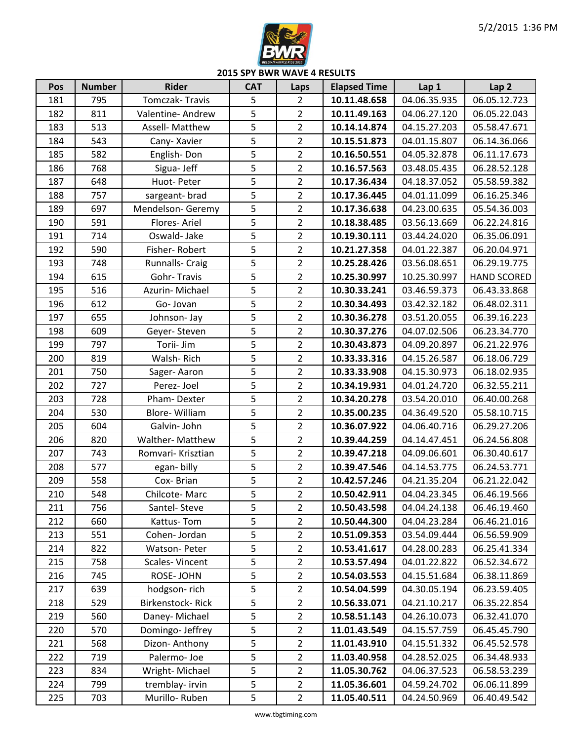## 2015 SPY BWR WAVE 4 RESULTS

| Pos | Number | Rider | CAT | Laps | Elapsed Time | Lap 1 | Lap 2 |
|---|---|---|---|---|---|---|---|
| 181 | 795 | Tomczak- Travis | 5 | 2 | **10.11.48.658** | 04.06.35.935 | 06.05.12.723 |
| 182 | 811 | Valentine- Andrew | 5 | 2 | **10.11.49.163** | 04.06.27.120 | 06.05.22.043 |
| 183 | 513 | Assell- Matthew | 5 | 2 | **10.14.14.874** | 04.15.27.203 | 05.58.47.671 |
| 184 | 543 | Cany- Xavier | 5 | 2 | **10.15.51.873** | 04.01.15.807 | 06.14.36.066 |
| 185 | 582 | English- Don | 5 | 2 | **10.16.50.551** | 04.05.32.878 | 06.11.17.673 |
| 186 | 768 | Sigua- Jeff | 5 | 2 | **10.16.57.563** | 03.48.05.435 | 06.28.52.128 |
| 187 | 648 | Huot- Peter | 5 | 2 | **10.17.36.434** | 04.18.37.052 | 05.58.59.382 |
| 188 | 757 | sargeant- brad | 5 | 2 | **10.17.36.445** | 04.01.11.099 | 06.16.25.346 |
| 189 | 697 | Mendelson- Geremy | 5 | 2 | **10.17.36.638** | 04.23.00.635 | 05.54.36.003 |
| 190 | 591 | Flores- Ariel | 5 | 2 | **10.18.38.485** | 03.56.13.669 | 06.22.24.816 |
| 191 | 714 | Oswald- Jake | 5 | 2 | **10.19.30.111** | 03.44.24.020 | 06.35.06.091 |
| 192 | 590 | Fisher- Robert | 5 | 2 | **10.21.27.358** | 04.01.22.387 | 06.20.04.971 |
| 193 | 748 | Runnalls- Craig | 5 | 2 | **10.25.28.426** | 03.56.08.651 | 06.29.19.775 |
| 194 | 615 | Gohr- Travis | 5 | 2 | **10.25.30.997** | 10.25.30.997 | HAND SCORED |
| 195 | 516 | Azurin- Michael | 5 | 2 | **10.30.33.241** | 03.46.59.373 | 06.43.33.868 |
| 196 | 612 | Go- Jovan | 5 | 2 | **10.30.34.493** | 03.42.32.182 | 06.48.02.311 |
| 197 | 655 | Johnson- Jay | 5 | 2 | **10.30.36.278** | 03.51.20.055 | 06.39.16.223 |
| 198 | 609 | Geyer- Steven | 5 | 2 | **10.30.37.276** | 04.07.02.506 | 06.23.34.770 |
| 199 | 797 | Torii- Jim | 5 | 2 | **10.30.43.873** | 04.09.20.897 | 06.21.22.976 |
| 200 | 819 | Walsh- Rich | 5 | 2 | **10.33.33.316** | 04.15.26.587 | 06.18.06.729 |
| 201 | 750 | Sager- Aaron | 5 | 2 | **10.33.33.908** | 04.15.30.973 | 06.18.02.935 |
| 202 | 727 | Perez- Joel | 5 | 2 | **10.34.19.931** | 04.01.24.720 | 06.32.55.211 |
| 203 | 728 | Pham- Dexter | 5 | 2 | **10.34.20.278** | 03.54.20.010 | 06.40.00.268 |
| 204 | 530 | Blore- William | 5 | 2 | **10.35.00.235** | 04.36.49.520 | 05.58.10.715 |
| 205 | 604 | Galvin- John | 5 | 2 | **10.36.07.922** | 04.06.40.716 | 06.29.27.206 |
| 206 | 820 | Walther- Matthew | 5 | 2 | **10.39.44.259** | 04.14.47.451 | 06.24.56.808 |
| 207 | 743 | Romvari- Krisztian | 5 | 2 | **10.39.47.218** | 04.09.06.601 | 06.30.40.617 |
| 208 | 577 | egan- billy | 5 | 2 | **10.39.47.546** | 04.14.53.775 | 06.24.53.771 |
| 209 | 558 | Cox- Brian | 5 | 2 | **10.42.57.246** | 04.21.35.204 | 06.21.22.042 |
| 210 | 548 | Chilcote- Marc | 5 | 2 | **10.50.42.911** | 04.04.23.345 | 06.46.19.566 |
| 211 | 756 | Santel- Steve | 5 | 2 | **10.50.43.598** | 04.04.24.138 | 06.46.19.460 |
| 212 | 660 | Kattus- Tom | 5 | 2 | **10.50.44.300** | 04.04.23.284 | 06.46.21.016 |
| 213 | 551 | Cohen- Jordan | 5 | 2 | **10.51.09.353** | 03.54.09.444 | 06.56.59.909 |
| 214 | 822 | Watson- Peter | 5 | 2 | **10.53.41.617** | 04.28.00.283 | 06.25.41.334 |
| 215 | 758 | Scales- Vincent | 5 | 2 | **10.53.57.494** | 04.01.22.822 | 06.52.34.672 |
| 216 | 745 | ROSE- JOHN | 5 | 2 | **10.54.03.553** | 04.15.51.684 | 06.38.11.869 |
| 217 | 639 | hodgson- rich | 5 | 2 | **10.54.04.599** | 04.30.05.194 | 06.23.59.405 |
| 218 | 529 | Birkenstock- Rick | 5 | 2 | **10.56.33.071** | 04.21.10.217 | 06.35.22.854 |
| 219 | 560 | Daney- Michael | 5 | 2 | **10.58.51.143** | 04.26.10.073 | 06.32.41.070 |
| 220 | 570 | Domingo- Jeffrey | 5 | 2 | **11.01.43.549** | 04.15.57.759 | 06.45.45.790 |
| 221 | 568 | Dizon- Anthony | 5 | 2 | **11.01.43.910** | 04.15.51.332 | 06.45.52.578 |
| 222 | 719 | Palermo- Joe | 5 | 2 | **11.03.40.958** | 04.28.52.025 | 06.34.48.933 |
| 223 | 834 | Wright- Michael | 5 | 2 | **11.05.30.762** | 04.06.37.523 | 06.58.53.239 |
| 224 | 799 | tremblay- irvin | 5 | 2 | **11.05.36.601** | 04.59.24.702 | 06.06.11.899 |
| 225 | 703 | Murillo- Ruben | 5 | 2 | **11.05.40.511** | 04.24.50.969 | 06.40.49.542 |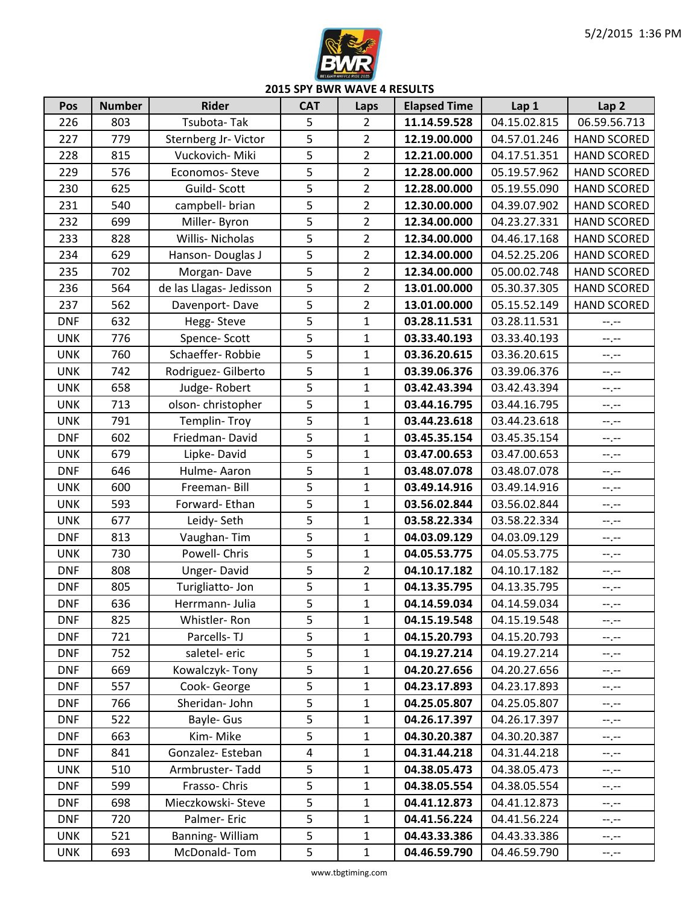## 2015 SPY BWR WAVE 4 RESULTS

| Pos | Number | Rider | CAT | Laps | Elapsed Time | Lap 1 | Lap 2 |
|---|---|---|---|---|---|---|---|
| 226 | 803 | Tsubota- Tak | 5 | 2 | **11.14.59.528** | 04.15.02.815 | 06.59.56.713 |
| 227 | 779 | Sternberg Jr- Victor | 5 | 2 | **12.19.00.000** | 04.57.01.246 | HAND SCORED |
| 228 | 815 | Vuckovich- Miki | 5 | 2 | **12.21.00.000** | 04.17.51.351 | HAND SCORED |
| 229 | 576 | Economos- Steve | 5 | 2 | **12.28.00.000** | 05.19.57.962 | HAND SCORED |
| 230 | 625 | Guild- Scott | 5 | 2 | **12.28.00.000** | 05.19.55.090 | HAND SCORED |
| 231 | 540 | campbell- brian | 5 | 2 | **12.30.00.000** | 04.39.07.902 | HAND SCORED |
| 232 | 699 | Miller- Byron | 5 | 2 | **12.34.00.000** | 04.23.27.331 | HAND SCORED |
| 233 | 828 | Willis- Nicholas | 5 | 2 | **12.34.00.000** | 04.46.17.168 | HAND SCORED |
| 234 | 629 | Hanson- Douglas J | 5 | 2 | **12.34.00.000** | 04.52.25.206 | HAND SCORED |
| 235 | 702 | Morgan- Dave | 5 | 2 | **12.34.00.000** | 05.00.02.748 | HAND SCORED |
| 236 | 564 | de las Llagas- Jedisson | 5 | 2 | **13.01.00.000** | 05.30.37.305 | HAND SCORED |
| 237 | 562 | Davenport- Dave | 5 | 2 | **13.01.00.000** | 05.15.52.149 | HAND SCORED |
| DNF | 632 | Hegg- Steve | 5 | 1 | **03.28.11.531** | 03.28.11.531 | --.-- |
| UNK | 776 | Spence- Scott | 5 | 1 | **03.33.40.193** | 03.33.40.193 | --.-- |
| UNK | 760 | Schaeffer- Robbie | 5 | 1 | **03.36.20.615** | 03.36.20.615 | --.-- |
| UNK | 742 | Rodriguez- Gilberto | 5 | 1 | **03.39.06.376** | 03.39.06.376 | --.-- |
| UNK | 658 | Judge- Robert | 5 | 1 | **03.42.43.394** | 03.42.43.394 | --.-- |
| UNK | 713 | olson- christopher | 5 | 1 | **03.44.16.795** | 03.44.16.795 | --.-- |
| UNK | 791 | Templin- Troy | 5 | 1 | **03.44.23.618** | 03.44.23.618 | --.-- |
| DNF | 602 | Friedman- David | 5 | 1 | **03.45.35.154** | 03.45.35.154 | --.-- |
| UNK | 679 | Lipke- David | 5 | 1 | **03.47.00.653** | 03.47.00.653 | --.-- |
| DNF | 646 | Hulme- Aaron | 5 | 1 | **03.48.07.078** | 03.48.07.078 | --.-- |
| UNK | 600 | Freeman- Bill | 5 | 1 | **03.49.14.916** | 03.49.14.916 | --.-- |
| UNK | 593 | Forward- Ethan | 5 | 1 | **03.56.02.844** | 03.56.02.844 | --.-- |
| UNK | 677 | Leidy- Seth | 5 | 1 | **03.58.22.334** | 03.58.22.334 | --.-- |
| DNF | 813 | Vaughan- Tim | 5 | 1 | **04.03.09.129** | 04.03.09.129 | --.-- |
| UNK | 730 | Powell- Chris | 5 | 1 | **04.05.53.775** | 04.05.53.775 | --.-- |
| DNF | 808 | Unger- David | 5 | 2 | **04.10.17.182** | 04.10.17.182 | --.-- |
| DNF | 805 | Turigliatto- Jon | 5 | 1 | **04.13.35.795** | 04.13.35.795 | --.-- |
| DNF | 636 | Herrmann- Julia | 5 | 1 | **04.14.59.034** | 04.14.59.034 | --.-- |
| DNF | 825 | Whistler- Ron | 5 | 1 | **04.15.19.548** | 04.15.19.548 | --.-- |
| DNF | 721 | Parcells- TJ | 5 | 1 | **04.15.20.793** | 04.15.20.793 | --.-- |
| DNF | 752 | saletel- eric | 5 | 1 | **04.19.27.214** | 04.19.27.214 | --.-- |
| DNF | 669 | Kowalczyk- Tony | 5 | 1 | **04.20.27.656** | 04.20.27.656 | --.-- |
| DNF | 557 | Cook- George | 5 | 1 | **04.23.17.893** | 04.23.17.893 | --.-- |
| DNF | 766 | Sheridan- John | 5 | 1 | **04.25.05.807** | 04.25.05.807 | --.-- |
| DNF | 522 | Bayle- Gus | 5 | 1 | **04.26.17.397** | 04.26.17.397 | --.-- |
| DNF | 663 | Kim- Mike | 5 | 1 | **04.30.20.387** | 04.30.20.387 | --.-- |
| DNF | 841 | Gonzalez- Esteban | 4 | 1 | **04.31.44.218** | 04.31.44.218 | --.-- |
| UNK | 510 | Armbruster- Tadd | 5 | 1 | **04.38.05.473** | 04.38.05.473 | --.-- |
| DNF | 599 | Frasso- Chris | 5 | 1 | **04.38.05.554** | 04.38.05.554 | --.-- |
| DNF | 698 | Mieczkowski- Steve | 5 | 1 | **04.41.12.873** | 04.41.12.873 | --.-- |
| DNF | 720 | Palmer- Eric | 5 | 1 | **04.41.56.224** | 04.41.56.224 | --.-- |
| UNK | 521 | Banning- William | 5 | 1 | **04.43.33.386** | 04.43.33.386 | --.-- |
| UNK | 693 | McDonald- Tom | 5 | 1 | **04.46.59.790** | 04.46.59.790 | --.-- |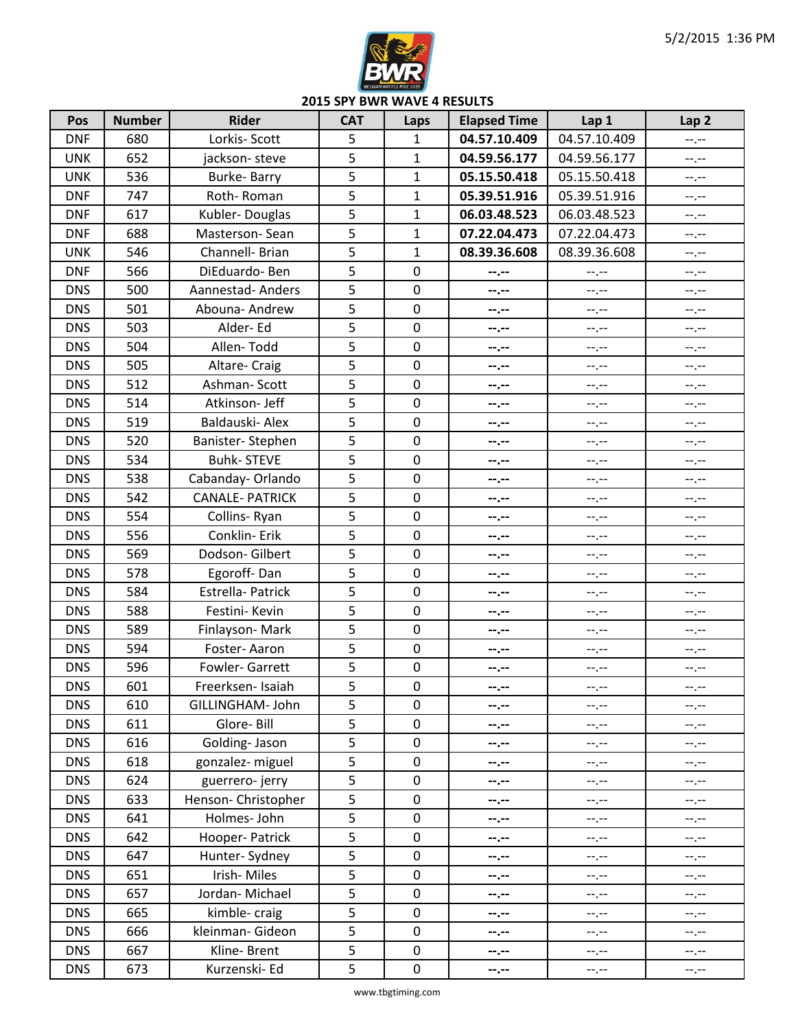## 2015 SPY BWR WAVE 4 RESULTS

| Pos | Number | Rider | CAT | Laps | Elapsed Time | Lap 1 | Lap 2 |
|---|---|---|---|---|---|---|---|
| DNF | 680 | Lorkis- Scott | 5 | 1 | **04.57.10.409** | 04.57.10.409 | --.-- |
| UNK | 652 | jackson- steve | 5 | 1 | **04.59.56.177** | 04.59.56.177 | --.-- |
| UNK | 536 | Burke- Barry | 5 | 1 | **05.15.50.418** | 05.15.50.418 | --.-- |
| DNF | 747 | Roth- Roman | 5 | 1 | **05.39.51.916** | 05.39.51.916 | --.-- |
| DNF | 617 | Kubler- Douglas | 5 | 1 | **06.03.48.523** | 06.03.48.523 | --.-- |
| DNF | 688 | Masterson- Sean | 5 | 1 | **07.22.04.473** | 07.22.04.473 | --.-- |
| UNK | 546 | Channell- Brian | 5 | 1 | **08.39.36.608** | 08.39.36.608 | --.-- |
| DNF | 566 | DiEduardo- Ben | 5 | 0 | **--.--** | --.-- | --.-- |
| DNS | 500 | Aannestad- Anders | 5 | 0 | **--.--** | --.-- | --.-- |
| DNS | 501 | Abouna- Andrew | 5 | 0 | **--.--** | --.-- | --.-- |
| DNS | 503 | Alder- Ed | 5 | 0 | **--.--** | --.-- | --.-- |
| DNS | 504 | Allen- Todd | 5 | 0 | **--.--** | --.-- | --.-- |
| DNS | 505 | Altare- Craig | 5 | 0 | **--.--** | --.-- | --.-- |
| DNS | 512 | Ashman- Scott | 5 | 0 | **--.--** | --.-- | --.-- |
| DNS | 514 | Atkinson- Jeff | 5 | 0 | **--.--** | --.-- | --.-- |
| DNS | 519 | Baldauski- Alex | 5 | 0 | **--.--** | --.-- | --.-- |
| DNS | 520 | Banister- Stephen | 5 | 0 | **--.--** | --.-- | --.-- |
| DNS | 534 | Buhk- STEVE | 5 | 0 | **--.--** | --.-- | --.-- |
| DNS | 538 | Cabanday- Orlando | 5 | 0 | **--.--** | --.-- | --.-- |
| DNS | 542 | CANALE- PATRICK | 5 | 0 | **--.--** | --.-- | --.-- |
| DNS | 554 | Collins- Ryan | 5 | 0 | **--.--** | --.-- | --.-- |
| DNS | 556 | Conklin- Erik | 5 | 0 | **--.--** | --.-- | --.-- |
| DNS | 569 | Dodson- Gilbert | 5 | 0 | **--.--** | --.-- | --.-- |
| DNS | 578 | Egoroff- Dan | 5 | 0 | **--.--** | --.-- | --.-- |
| DNS | 584 | Estrella- Patrick | 5 | 0 | **--.--** | --.-- | --.-- |
| DNS | 588 | Festini- Kevin | 5 | 0 | **--.--** | --.-- | --.-- |
| DNS | 589 | Finlayson- Mark | 5 | 0 | **--.--** | --.-- | --.-- |
| DNS | 594 | Foster- Aaron | 5 | 0 | **--.--** | --.-- | --.-- |
| DNS | 596 | Fowler- Garrett | 5 | 0 | **--.--** | --.-- | --.-- |
| DNS | 601 | Freerksen- Isaiah | 5 | 0 | **--.--** | --.-- | --.-- |
| DNS | 610 | GILLINGHAM- John | 5 | 0 | **--.--** | --.-- | --.-- |
| DNS | 611 | Glore- Bill | 5 | 0 | **--.--** | --.-- | --.-- |
| DNS | 616 | Golding- Jason | 5 | 0 | **--.--** | --.-- | --.-- |
| DNS | 618 | gonzalez- miguel | 5 | 0 | **--.--** | --.-- | --.-- |
| DNS | 624 | guerrero- jerry | 5 | 0 | **--.--** | --.-- | --.-- |
| DNS | 633 | Henson- Christopher | 5 | 0 | **--.--** | --.-- | --.-- |
| DNS | 641 | Holmes- John | 5 | 0 | **--.--** | --.-- | --.-- |
| DNS | 642 | Hooper- Patrick | 5 | 0 | **--.--** | --.-- | --.-- |
| DNS | 647 | Hunter- Sydney | 5 | 0 | **--.--** | --.-- | --.-- |
| DNS | 651 | Irish- Miles | 5 | 0 | **--.--** | --.-- | --.-- |
| DNS | 657 | Jordan- Michael | 5 | 0 | **--.--** | --.-- | --.-- |
| DNS | 665 | kimble- craig | 5 | 0 | **--.--** | --.-- | --.-- |
| DNS | 666 | kleinman- Gideon | 5 | 0 | **--.--** | --.-- | --.-- |
| DNS | 667 | Kline- Brent | 5 | 0 | **--.--** | --.-- | --.-- |
| DNS | 673 | Kurzenski- Ed | 5 | 0 | **--.--** | --.-- | --.-- |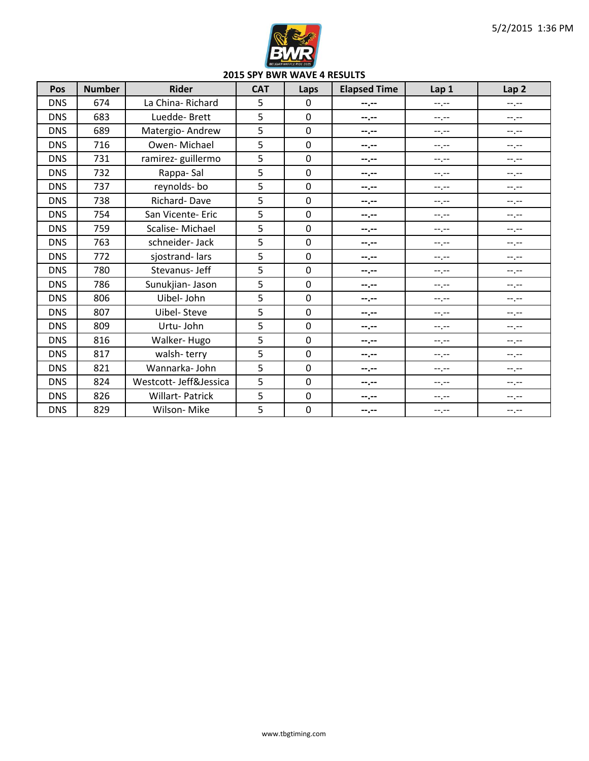## 2015 SPY BWR WAVE 4 RESULTS

| Pos | Number | Rider | CAT | Laps | Elapsed Time | Lap 1 | Lap 2 |
|---|---|---|---|---|---|---|---|
| DNS | 674 | La China- Richard | 5 | 0 | --.-- | --.-- | --.-- |
| DNS | 683 | Luedde- Brett | 5 | 0 | --.-- | --.-- | --.-- |
| DNS | 689 | Matergio- Andrew | 5 | 0 | --.-- | --.-- | --.-- |
| DNS | 716 | Owen- Michael | 5 | 0 | --.-- | --.-- | --.-- |
| DNS | 731 | ramirez- guillermo | 5 | 0 | --.-- | --.-- | --.-- |
| DNS | 732 | Rappa- Sal | 5 | 0 | --.-- | --.-- | --.-- |
| DNS | 737 | reynolds- bo | 5 | 0 | --.-- | --.-- | --.-- |
| DNS | 738 | Richard- Dave | 5 | 0 | --.-- | --.-- | --.-- |
| DNS | 754 | San Vicente- Eric | 5 | 0 | --.-- | --.-- | --.-- |
| DNS | 759 | Scalise- Michael | 5 | 0 | --.-- | --.-- | --.-- |
| DNS | 763 | schneider- Jack | 5 | 0 | --.-- | --.-- | --.-- |
| DNS | 772 | sjostrand- lars | 5 | 0 | --.-- | --.-- | --.-- |
| DNS | 780 | Stevanus- Jeff | 5 | 0 | --.-- | --.-- | --.-- |
| DNS | 786 | Sunukjian- Jason | 5 | 0 | --.-- | --.-- | --.-- |
| DNS | 806 | Uibel- John | 5 | 0 | --.-- | --.-- | --.-- |
| DNS | 807 | Uibel- Steve | 5 | 0 | --.-- | --.-- | --.-- |
| DNS | 809 | Urtu- John | 5 | 0 | --.-- | --.-- | --.-- |
| DNS | 816 | Walker- Hugo | 5 | 0 | --.-- | --.-- | --.-- |
| DNS | 817 | walsh- terry | 5 | 0 | --.-- | --.-- | --.-- |
| DNS | 821 | Wannarka- John | 5 | 0 | --.-- | --.-- | --.-- |
| DNS | 824 | Westcott- Jeff&Jessica | 5 | 0 | --.-- | --.-- | --.-- |
| DNS | 826 | Willart- Patrick | 5 | 0 | --.-- | --.-- | --.-- |
| DNS | 829 | Wilson- Mike | 5 | 0 | --.-- | --.-- | --.-- |